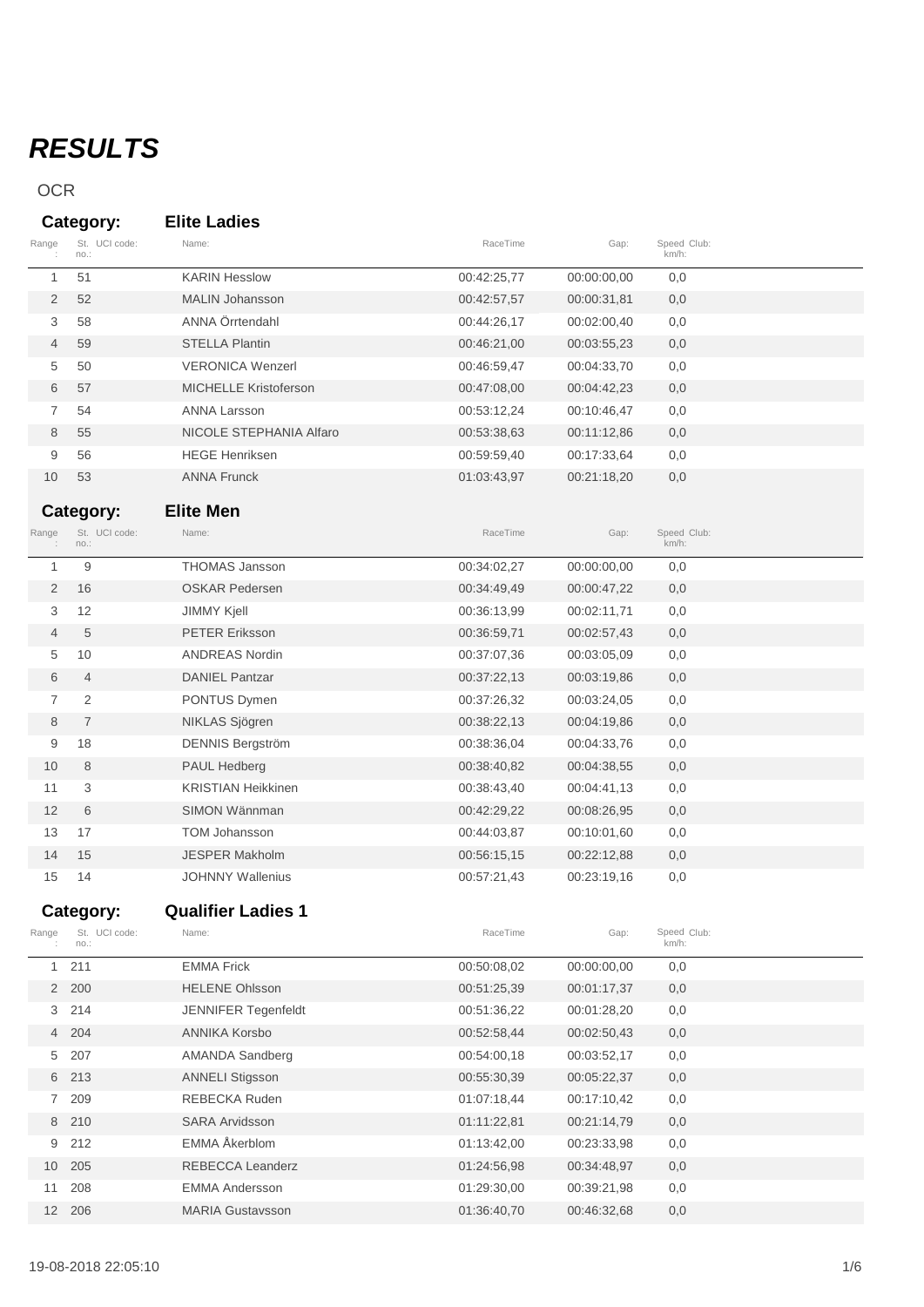# RESULTS

OCR

## Category: Elite Ladies

| Range: | St. no.: | UCI code: | Name: | RaceTime | Gap: | Speed km/h: | Club: |
|---|---|---|---|---|---|---|---|
| 1 | 51 | | KARIN Hesslow | 00:42:25,77 | 00:00:00,00 | 0,0 | |
| 2 | 52 | | MALIN Johansson | 00:42:57,57 | 00:00:31,81 | 0,0 | |
| 3 | 58 | | ANNA Örrtendahl | 00:44:26,17 | 00:02:00,40 | 0,0 | |
| 4 | 59 | | STELLA Plantin | 00:46:21,00 | 00:03:55,23 | 0,0 | |
| 5 | 50 | | VERONICA Wenzerl | 00:46:59,47 | 00:04:33,70 | 0,0 | |
| 6 | 57 | | MICHELLE Kristoferson | 00:47:08,00 | 00:04:42,23 | 0,0 | |
| 7 | 54 | | ANNA Larsson | 00:53:12,24 | 00:10:46,47 | 0,0 | |
| 8 | 55 | | NICOLE STEPHANIA Alfaro | 00:53:38,63 | 00:11:12,86 | 0,0 | |
| 9 | 56 | | HEGE Henriksen | 00:59:59,40 | 00:17:33,64 | 0,0 | |
| 10 | 53 | | ANNA Frunck | 01:03:43,97 | 00:21:18,20 | 0,0 | |

## Category: Elite Men

| Range: | St. no.: | UCI code: | Name: | RaceTime | Gap: | Speed km/h: | Club: |
|---|---|---|---|---|---|---|---|
| 1 | 9 | | THOMAS Jansson | 00:34:02,27 | 00:00:00,00 | 0,0 | |
| 2 | 16 | | OSKAR Pedersen | 00:34:49,49 | 00:00:47,22 | 0,0 | |
| 3 | 12 | | JIMMY Kjell | 00:36:13,99 | 00:02:11,71 | 0,0 | |
| 4 | 5 | | PETER Eriksson | 00:36:59,71 | 00:02:57,43 | 0,0 | |
| 5 | 10 | | ANDREAS Nordin | 00:37:07,36 | 00:03:05,09 | 0,0 | |
| 6 | 4 | | DANIEL Pantzar | 00:37:22,13 | 00:03:19,86 | 0,0 | |
| 7 | 2 | | PONTUS Dymen | 00:37:26,32 | 00:03:24,05 | 0,0 | |
| 8 | 7 | | NIKLAS Sjögren | 00:38:22,13 | 00:04:19,86 | 0,0 | |
| 9 | 18 | | DENNIS Bergström | 00:38:36,04 | 00:04:33,76 | 0,0 | |
| 10 | 8 | | PAUL Hedberg | 00:38:40,82 | 00:04:38,55 | 0,0 | |
| 11 | 3 | | KRISTIAN Heikkinen | 00:38:43,40 | 00:04:41,13 | 0,0 | |
| 12 | 6 | | SIMON Wännman | 00:42:29,22 | 00:08:26,95 | 0,0 | |
| 13 | 17 | | TOM Johansson | 00:44:03,87 | 00:10:01,60 | 0,0 | |
| 14 | 15 | | JESPER Makholm | 00:56:15,15 | 00:22:12,88 | 0,0 | |
| 15 | 14 | | JOHNNY Wallenius | 00:57:21,43 | 00:23:19,16 | 0,0 | |

## Category: Qualifier Ladies 1

| Range: | St. no.: | UCI code: | Name: | RaceTime | Gap: | Speed km/h: | Club: |
|---|---|---|---|---|---|---|---|
| 1 | 211 | | EMMA Frick | 00:50:08,02 | 00:00:00,00 | 0,0 | |
| 2 | 200 | | HELENE Ohlsson | 00:51:25,39 | 00:01:17,37 | 0,0 | |
| 3 | 214 | | JENNIFER Tegenfeldt | 00:51:36,22 | 00:01:28,20 | 0,0 | |
| 4 | 204 | | ANNIKA Korsbo | 00:52:58,44 | 00:02:50,43 | 0,0 | |
| 5 | 207 | | AMANDA Sandberg | 00:54:00,18 | 00:03:52,17 | 0,0 | |
| 6 | 213 | | ANNELI Stigsson | 00:55:30,39 | 00:05:22,37 | 0,0 | |
| 7 | 209 | | REBECKA Ruden | 01:07:18,44 | 00:17:10,42 | 0,0 | |
| 8 | 210 | | SARA Arvidsson | 01:11:22,81 | 00:21:14,79 | 0,0 | |
| 9 | 212 | | EMMA Åkerblom | 01:13:42,00 | 00:23:33,98 | 0,0 | |
| 10 | 205 | | REBECCA Leanderz | 01:24:56,98 | 00:34:48,97 | 0,0 | |
| 11 | 208 | | EMMA Andersson | 01:29:30,00 | 00:39:21,98 | 0,0 | |
| 12 | 206 | | MARIA Gustavsson | 01:36:40,70 | 00:46:32,68 | 0,0 | |

19-08-2018 22:05:10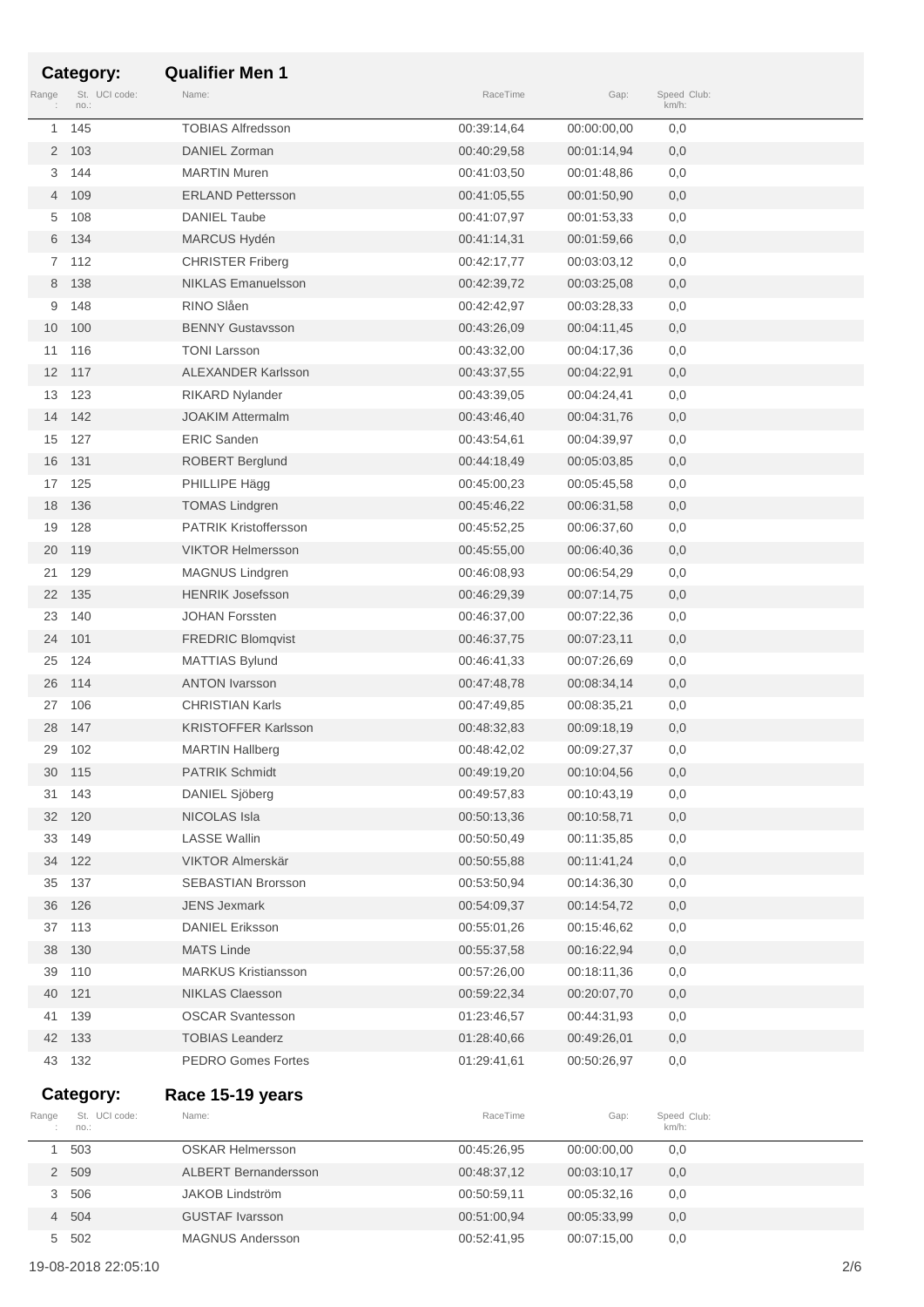## Category: Qualifier Men 1

| Range: | St. no.: | UCI code: | Name: | RaceTime | Gap: | Speed km/h: | Club: |
|---|---|---|---|---|---|---|---|
| 1 | 145 | | TOBIAS Alfredsson | 00:39:14,64 | 00:00:00,00 | 0,0 | |
| 2 | 103 | | DANIEL Zorman | 00:40:29,58 | 00:01:14,94 | 0,0 | |
| 3 | 144 | | MARTIN Muren | 00:41:03,50 | 00:01:48,86 | 0,0 | |
| 4 | 109 | | ERLAND Pettersson | 00:41:05,55 | 00:01:50,90 | 0,0 | |
| 5 | 108 | | DANIEL Taube | 00:41:07,97 | 00:01:53,33 | 0,0 | |
| 6 | 134 | | MARCUS Hydén | 00:41:14,31 | 00:01:59,66 | 0,0 | |
| 7 | 112 | | CHRISTER Friberg | 00:42:17,77 | 00:03:03,12 | 0,0 | |
| 8 | 138 | | NIKLAS Emanuelsson | 00:42:39,72 | 00:03:25,08 | 0,0 | |
| 9 | 148 | | RINO Slåen | 00:42:42,97 | 00:03:28,33 | 0,0 | |
| 10 | 100 | | BENNY Gustavsson | 00:43:26,09 | 00:04:11,45 | 0,0 | |
| 11 | 116 | | TONI Larsson | 00:43:32,00 | 00:04:17,36 | 0,0 | |
| 12 | 117 | | ALEXANDER Karlsson | 00:43:37,55 | 00:04:22,91 | 0,0 | |
| 13 | 123 | | RIKARD Nylander | 00:43:39,05 | 00:04:24,41 | 0,0 | |
| 14 | 142 | | JOAKIM Attermalm | 00:43:46,40 | 00:04:31,76 | 0,0 | |
| 15 | 127 | | ERIC Sanden | 00:43:54,61 | 00:04:39,97 | 0,0 | |
| 16 | 131 | | ROBERT Berglund | 00:44:18,49 | 00:05:03,85 | 0,0 | |
| 17 | 125 | | PHILLIPE Hägg | 00:45:00,23 | 00:05:45,58 | 0,0 | |
| 18 | 136 | | TOMAS Lindgren | 00:45:46,22 | 00:06:31,58 | 0,0 | |
| 19 | 128 | | PATRIK Kristoffersson | 00:45:52,25 | 00:06:37,60 | 0,0 | |
| 20 | 119 | | VIKTOR Helmersson | 00:45:55,00 | 00:06:40,36 | 0,0 | |
| 21 | 129 | | MAGNUS Lindgren | 00:46:08,93 | 00:06:54,29 | 0,0 | |
| 22 | 135 | | HENRIK Josefsson | 00:46:29,39 | 00:07:14,75 | 0,0 | |
| 23 | 140 | | JOHAN Forssten | 00:46:37,00 | 00:07:22,36 | 0,0 | |
| 24 | 101 | | FREDRIC Blomqvist | 00:46:37,75 | 00:07:23,11 | 0,0 | |
| 25 | 124 | | MATTIAS Bylund | 00:46:41,33 | 00:07:26,69 | 0,0 | |
| 26 | 114 | | ANTON Ivarsson | 00:47:48,78 | 00:08:34,14 | 0,0 | |
| 27 | 106 | | CHRISTIAN Karls | 00:47:49,85 | 00:08:35,21 | 0,0 | |
| 28 | 147 | | KRISTOFFER Karlsson | 00:48:32,83 | 00:09:18,19 | 0,0 | |
| 29 | 102 | | MARTIN Hallberg | 00:48:42,02 | 00:09:27,37 | 0,0 | |
| 30 | 115 | | PATRIK Schmidt | 00:49:19,20 | 00:10:04,56 | 0,0 | |
| 31 | 143 | | DANIEL Sjöberg | 00:49:57,83 | 00:10:43,19 | 0,0 | |
| 32 | 120 | | NICOLAS Isla | 00:50:13,36 | 00:10:58,71 | 0,0 | |
| 33 | 149 | | LASSE Wallin | 00:50:50,49 | 00:11:35,85 | 0,0 | |
| 34 | 122 | | VIKTOR Almerskär | 00:50:55,88 | 00:11:41,24 | 0,0 | |
| 35 | 137 | | SEBASTIAN Brorsson | 00:53:50,94 | 00:14:36,30 | 0,0 | |
| 36 | 126 | | JENS Jexmark | 00:54:09,37 | 00:14:54,72 | 0,0 | |
| 37 | 113 | | DANIEL Eriksson | 00:55:01,26 | 00:15:46,62 | 0,0 | |
| 38 | 130 | | MATS Linde | 00:55:37,58 | 00:16:22,94 | 0,0 | |
| 39 | 110 | | MARKUS Kristiansson | 00:57:26,00 | 00:18:11,36 | 0,0 | |
| 40 | 121 | | NIKLAS Claesson | 00:59:22,34 | 00:20:07,70 | 0,0 | |
| 41 | 139 | | OSCAR Svantesson | 01:23:46,57 | 00:44:31,93 | 0,0 | |
| 42 | 133 | | TOBIAS Leanderz | 01:28:40,66 | 00:49:26,01 | 0,0 | |
| 43 | 132 | | PEDRO Gomes Fortes | 01:29:41,61 | 00:50:26,97 | 0,0 | |

## Category: Race 15-19 years

| Range: | St. no.: | UCI code: | Name: | RaceTime | Gap: | Speed km/h: | Club: |
|---|---|---|---|---|---|---|---|
| 1 | 503 | | OSKAR Helmersson | 00:45:26,95 | 00:00:00,00 | 0,0 | |
| 2 | 509 | | ALBERT Bernandersson | 00:48:37,12 | 00:03:10,17 | 0,0 | |
| 3 | 506 | | JAKOB Lindström | 00:50:59,11 | 00:05:32,16 | 0,0 | |
| 4 | 504 | | GUSTAF Ivarsson | 00:51:00,94 | 00:05:33,99 | 0,0 | |
| 5 | 502 | | MAGNUS Andersson | 00:52:41,95 | 00:07:15,00 | 0,0 | |

19-08-2018 22:05:10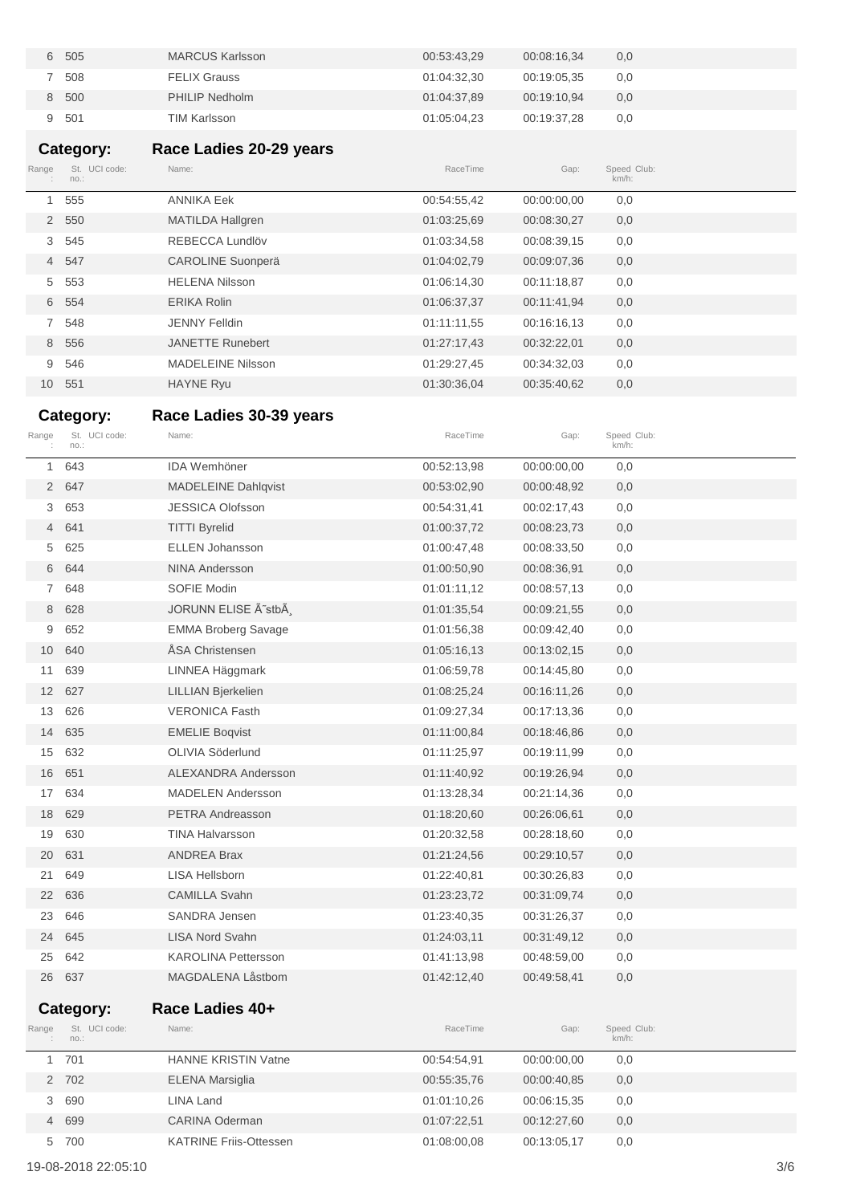| Range: | St. no.: | UCI code: | Name: | RaceTime | Gap: | Speed km/h: | Club: |
|---|---|---|---|---|---|---|---|
| 6 | 505 | | MARCUS Karlsson | 00:53:43,29 | 00:08:16,34 | 0,0 | |
| 7 | 508 | | FELIX Grauss | 01:04:32,30 | 00:19:05,35 | 0,0 | |
| 8 | 500 | | PHILIP Nedholm | 01:04:37,89 | 00:19:10,94 | 0,0 | |
| 9 | 501 | | TIM Karlsson | 01:05:04,23 | 00:19:37,28 | 0,0 | |

## Category: Race Ladies 20-29 years

| Range: | St. no.: | UCI code: | Name: | RaceTime | Gap: | Speed km/h: | Club: |
|---|---|---|---|---|---|---|---|
| 1 | 555 | | ANNIKA Eek | 00:54:55,42 | 00:00:00,00 | 0,0 | |
| 2 | 550 | | MATILDA Hallgren | 01:03:25,69 | 00:08:30,27 | 0,0 | |
| 3 | 545 | | REBECCA Lundlöv | 01:03:34,58 | 00:08:39,15 | 0,0 | |
| 4 | 547 | | CAROLINE Suonperä | 01:04:02,79 | 00:09:07,36 | 0,0 | |
| 5 | 553 | | HELENA Nilsson | 01:06:14,30 | 00:11:18,87 | 0,0 | |
| 6 | 554 | | ERIKA Rolin | 01:06:37,37 | 00:11:41,94 | 0,0 | |
| 7 | 548 | | JENNY Felldin | 01:11:11,55 | 00:16:16,13 | 0,0 | |
| 8 | 556 | | JANETTE Runebert | 01:27:17,43 | 00:32:22,01 | 0,0 | |
| 9 | 546 | | MADELEINE Nilsson | 01:29:27,45 | 00:34:32,03 | 0,0 | |
| 10 | 551 | | HAYNE Ryu | 01:30:36,04 | 00:35:40,62 | 0,0 | |

## Category: Race Ladies 30-39 years

| Range: | St. no.: | UCI code: | Name: | RaceTime | Gap: | Speed km/h: | Club: |
|---|---|---|---|---|---|---|---|
| 1 | 643 | | IDA Wemhöner | 00:52:13,98 | 00:00:00,00 | 0,0 | |
| 2 | 647 | | MADELEINE Dahlqvist | 00:53:02,90 | 00:00:48,92 | 0,0 | |
| 3 | 653 | | JESSICA Olofsson | 00:54:31,41 | 00:02:17,43 | 0,0 | |
| 4 | 641 | | TITTI Byrelid | 01:00:37,72 | 00:08:23,73 | 0,0 | |
| 5 | 625 | | ELLEN Johansson | 01:00:47,48 | 00:08:33,50 | 0,0 | |
| 6 | 644 | | NINA Andersson | 01:00:50,90 | 00:08:36,91 | 0,0 | |
| 7 | 648 | | SOFIE Modin | 01:01:11,12 | 00:08:57,13 | 0,0 | |
| 8 | 628 | | JORUNN ELISE Ã˜stbÃ¸ | 01:01:35,54 | 00:09:21,55 | 0,0 | |
| 9 | 652 | | EMMA Broberg Savage | 01:01:56,38 | 00:09:42,40 | 0,0 | |
| 10 | 640 | | ÅSA Christensen | 01:05:16,13 | 00:13:02,15 | 0,0 | |
| 11 | 639 | | LINNEA Häggmark | 01:06:59,78 | 00:14:45,80 | 0,0 | |
| 12 | 627 | | LILLIAN Bjerkelien | 01:08:25,24 | 00:16:11,26 | 0,0 | |
| 13 | 626 | | VERONICA Fasth | 01:09:27,34 | 00:17:13,36 | 0,0 | |
| 14 | 635 | | EMELIE Boqvist | 01:11:00,84 | 00:18:46,86 | 0,0 | |
| 15 | 632 | | OLIVIA Söderlund | 01:11:25,97 | 00:19:11,99 | 0,0 | |
| 16 | 651 | | ALEXANDRA Andersson | 01:11:40,92 | 00:19:26,94 | 0,0 | |
| 17 | 634 | | MADELEN Andersson | 01:13:28,34 | 00:21:14,36 | 0,0 | |
| 18 | 629 | | PETRA Andreasson | 01:18:20,60 | 00:26:06,61 | 0,0 | |
| 19 | 630 | | TINA Halvarsson | 01:20:32,58 | 00:28:18,60 | 0,0 | |
| 20 | 631 | | ANDREA Brax | 01:21:24,56 | 00:29:10,57 | 0,0 | |
| 21 | 649 | | LISA Hellsborn | 01:22:40,81 | 00:30:26,83 | 0,0 | |
| 22 | 636 | | CAMILLA Svahn | 01:23:23,72 | 00:31:09,74 | 0,0 | |
| 23 | 646 | | SANDRA Jensen | 01:23:40,35 | 00:31:26,37 | 0,0 | |
| 24 | 645 | | LISA Nord Svahn | 01:24:03,11 | 00:31:49,12 | 0,0 | |
| 25 | 642 | | KAROLINA Pettersson | 01:41:13,98 | 00:48:59,00 | 0,0 | |
| 26 | 637 | | MAGDALENA Låstbom | 01:42:12,40 | 00:49:58,41 | 0,0 | |

## Category: Race Ladies 40+

| Range: | St. no.: | UCI code: | Name: | RaceTime | Gap: | Speed km/h: | Club: |
|---|---|---|---|---|---|---|---|
| 1 | 701 | | HANNE KRISTIN Vatne | 00:54:54,91 | 00:00:00,00 | 0,0 | |
| 2 | 702 | | ELENA Marsiglia | 00:55:35,76 | 00:00:40,85 | 0,0 | |
| 3 | 690 | | LINA Land | 01:01:10,26 | 00:06:15,35 | 0,0 | |
| 4 | 699 | | CARINA Oderman | 01:07:22,51 | 00:12:27,60 | 0,0 | |
| 5 | 700 | | KATRINE Friis-Ottessen | 01:08:00,08 | 00:13:05,17 | 0,0 | |

19-08-2018 22:05:10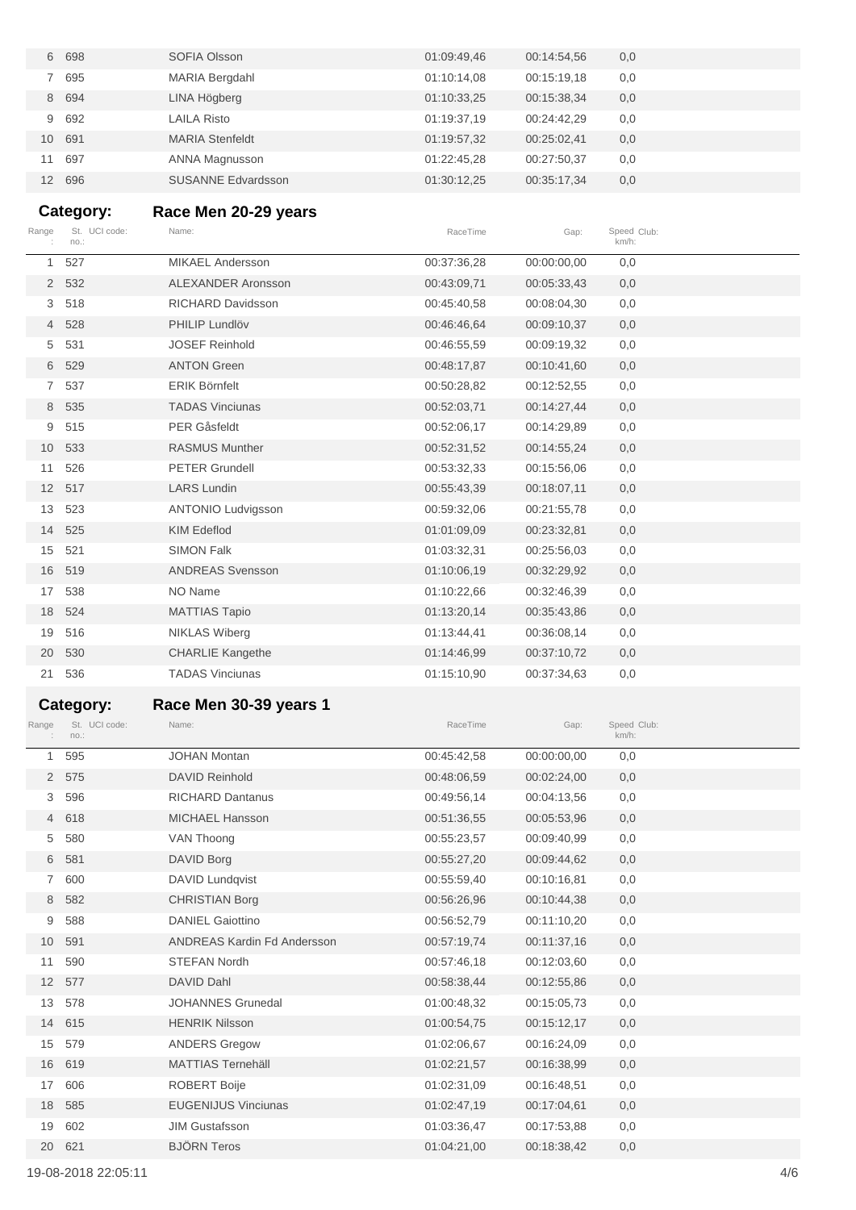| Range | St. no. | UCI code: | Name: | RaceTime | Gap: | Speed km/h: | Club: |
|---|---|---|---|---|---|---|---|
| 6 | 698 | | SOFIA Olsson | 01:09:49,46 | 00:14:54,56 | 0,0 | |
| 7 | 695 | | MARIA Bergdahl | 01:10:14,08 | 00:15:19,18 | 0,0 | |
| 8 | 694 | | LINA Högberg | 01:10:33,25 | 00:15:38,34 | 0,0 | |
| 9 | 692 | | LAILA Risto | 01:19:37,19 | 00:24:42,29 | 0,0 | |
| 10 | 691 | | MARIA Stenfeldt | 01:19:57,32 | 00:25:02,41 | 0,0 | |
| 11 | 697 | | ANNA Magnusson | 01:22:45,28 | 00:27:50,37 | 0,0 | |
| 12 | 696 | | SUSANNE Edvardsson | 01:30:12,25 | 00:35:17,34 | 0,0 | |

## Category: Race Men 20-29 years

| Range : | St. no.: | UCI code: | Name: | RaceTime | Gap: | Speed km/h: | Club: |
|---|---|---|---|---|---|---|---|
| 1 | 527 | | MIKAEL Andersson | 00:37:36,28 | 00:00:00,00 | 0,0 | |
| 2 | 532 | | ALEXANDER Aronsson | 00:43:09,71 | 00:05:33,43 | 0,0 | |
| 3 | 518 | | RICHARD Davidsson | 00:45:40,58 | 00:08:04,30 | 0,0 | |
| 4 | 528 | | PHILIP Lundlöv | 00:46:46,64 | 00:09:10,37 | 0,0 | |
| 5 | 531 | | JOSEF Reinhold | 00:46:55,59 | 00:09:19,32 | 0,0 | |
| 6 | 529 | | ANTON Green | 00:48:17,87 | 00:10:41,60 | 0,0 | |
| 7 | 537 | | ERIK Börnfelt | 00:50:28,82 | 00:12:52,55 | 0,0 | |
| 8 | 535 | | TADAS Vinciunas | 00:52:03,71 | 00:14:27,44 | 0,0 | |
| 9 | 515 | | PER Gåsfeldt | 00:52:06,17 | 00:14:29,89 | 0,0 | |
| 10 | 533 | | RASMUS Munther | 00:52:31,52 | 00:14:55,24 | 0,0 | |
| 11 | 526 | | PETER Grundell | 00:53:32,33 | 00:15:56,06 | 0,0 | |
| 12 | 517 | | LARS Lundin | 00:55:43,39 | 00:18:07,11 | 0,0 | |
| 13 | 523 | | ANTONIO Ludvigsson | 00:59:32,06 | 00:21:55,78 | 0,0 | |
| 14 | 525 | | KIM Edeflod | 01:01:09,09 | 00:23:32,81 | 0,0 | |
| 15 | 521 | | SIMON Falk | 01:03:32,31 | 00:25:56,03 | 0,0 | |
| 16 | 519 | | ANDREAS Svensson | 01:10:06,19 | 00:32:29,92 | 0,0 | |
| 17 | 538 | | NO Name | 01:10:22,66 | 00:32:46,39 | 0,0 | |
| 18 | 524 | | MATTIAS Tapio | 01:13:20,14 | 00:35:43,86 | 0,0 | |
| 19 | 516 | | NIKLAS Wiberg | 01:13:44,41 | 00:36:08,14 | 0,0 | |
| 20 | 530 | | CHARLIE Kangethe | 01:14:46,99 | 00:37:10,72 | 0,0 | |
| 21 | 536 | | TADAS Vinciunas | 01:15:10,90 | 00:37:34,63 | 0,0 | |

## Category: Race Men 30-39 years 1

| Range : | St. no.: | UCI code: | Name: | RaceTime | Gap: | Speed km/h: | Club: |
|---|---|---|---|---|---|---|---|
| 1 | 595 | | JOHAN Montan | 00:45:42,58 | 00:00:00,00 | 0,0 | |
| 2 | 575 | | DAVID Reinhold | 00:48:06,59 | 00:02:24,00 | 0,0 | |
| 3 | 596 | | RICHARD Dantanus | 00:49:56,14 | 00:04:13,56 | 0,0 | |
| 4 | 618 | | MICHAEL Hansson | 00:51:36,55 | 00:05:53,96 | 0,0 | |
| 5 | 580 | | VAN Thoong | 00:55:23,57 | 00:09:40,99 | 0,0 | |
| 6 | 581 | | DAVID Borg | 00:55:27,20 | 00:09:44,62 | 0,0 | |
| 7 | 600 | | DAVID Lundqvist | 00:55:59,40 | 00:10:16,81 | 0,0 | |
| 8 | 582 | | CHRISTIAN Borg | 00:56:26,96 | 00:10:44,38 | 0,0 | |
| 9 | 588 | | DANIEL Gaiottino | 00:56:52,79 | 00:11:10,20 | 0,0 | |
| 10 | 591 | | ANDREAS Kardin Fd Andersson | 00:57:19,74 | 00:11:37,16 | 0,0 | |
| 11 | 590 | | STEFAN Nordh | 00:57:46,18 | 00:12:03,60 | 0,0 | |
| 12 | 577 | | DAVID Dahl | 00:58:38,44 | 00:12:55,86 | 0,0 | |
| 13 | 578 | | JOHANNES Grunedal | 01:00:48,32 | 00:15:05,73 | 0,0 | |
| 14 | 615 | | HENRIK Nilsson | 01:00:54,75 | 00:15:12,17 | 0,0 | |
| 15 | 579 | | ANDERS Gregow | 01:02:06,67 | 00:16:24,09 | 0,0 | |
| 16 | 619 | | MATTIAS Ternehäll | 01:02:21,57 | 00:16:38,99 | 0,0 | |
| 17 | 606 | | ROBERT Boije | 01:02:31,09 | 00:16:48,51 | 0,0 | |
| 18 | 585 | | EUGENIJUS Vinciunas | 01:02:47,19 | 00:17:04,61 | 0,0 | |
| 19 | 602 | | JIM Gustafsson | 01:03:36,47 | 00:17:53,88 | 0,0 | |
| 20 | 621 | | BJÖRN Teros | 01:04:21,00 | 00:18:38,42 | 0,0 | |

19-08-2018 22:05:11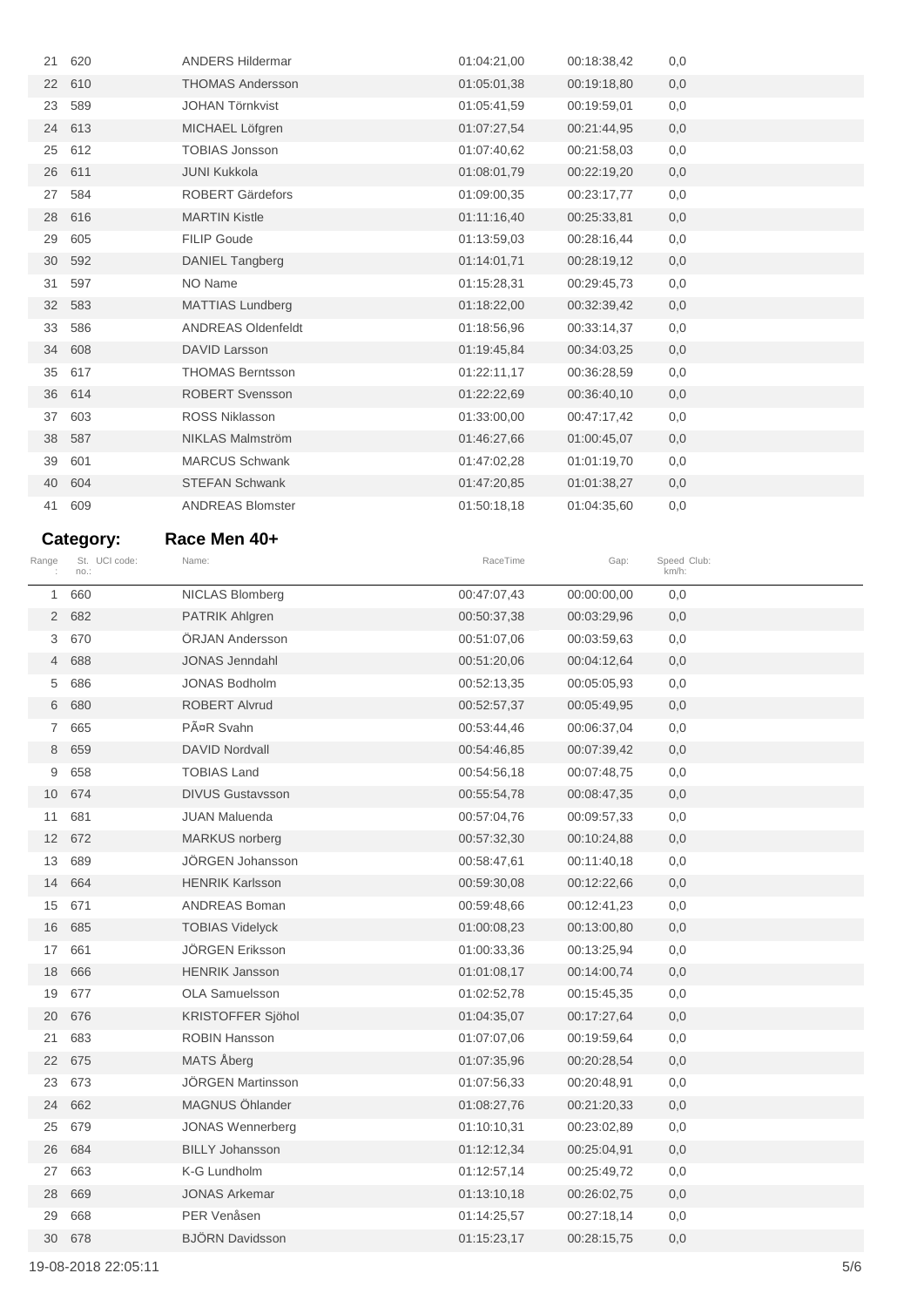| Range: | St. no.: | UCI code: | Name: | RaceTime | Gap: | Speed km/h: | Club: |
|---|---|---|---|---|---|---|---|
| 21 | 620 | | ANDERS Hildermar | 01:04:21,00 | 00:18:38,42 | 0,0 | |
| 22 | 610 | | THOMAS Andersson | 01:05:01,38 | 00:19:18,80 | 0,0 | |
| 23 | 589 | | JOHAN Törnkvist | 01:05:41,59 | 00:19:59,01 | 0,0 | |
| 24 | 613 | | MICHAEL Löfgren | 01:07:27,54 | 00:21:44,95 | 0,0 | |
| 25 | 612 | | TOBIAS Jonsson | 01:07:40,62 | 00:21:58,03 | 0,0 | |
| 26 | 611 | | JUNI Kukkola | 01:08:01,79 | 00:22:19,20 | 0,0 | |
| 27 | 584 | | ROBERT Gärdefors | 01:09:00,35 | 00:23:17,77 | 0,0 | |
| 28 | 616 | | MARTIN Kistle | 01:11:16,40 | 00:25:33,81 | 0,0 | |
| 29 | 605 | | FILIP Goude | 01:13:59,03 | 00:28:16,44 | 0,0 | |
| 30 | 592 | | DANIEL Tangberg | 01:14:01,71 | 00:28:19,12 | 0,0 | |
| 31 | 597 | | NO Name | 01:15:28,31 | 00:29:45,73 | 0,0 | |
| 32 | 583 | | MATTIAS Lundberg | 01:18:22,00 | 00:32:39,42 | 0,0 | |
| 33 | 586 | | ANDREAS Oldenfeldt | 01:18:56,96 | 00:33:14,37 | 0,0 | |
| 34 | 608 | | DAVID Larsson | 01:19:45,84 | 00:34:03,25 | 0,0 | |
| 35 | 617 | | THOMAS Berntsson | 01:22:11,17 | 00:36:28,59 | 0,0 | |
| 36 | 614 | | ROBERT Svensson | 01:22:22,69 | 00:36:40,10 | 0,0 | |
| 37 | 603 | | ROSS Niklasson | 01:33:00,00 | 00:47:17,42 | 0,0 | |
| 38 | 587 | | NIKLAS Malmström | 01:46:27,66 | 01:00:45,07 | 0,0 | |
| 39 | 601 | | MARCUS Schwank | 01:47:02,28 | 01:01:19,70 | 0,0 | |
| 40 | 604 | | STEFAN Schwank | 01:47:20,85 | 01:01:38,27 | 0,0 | |
| 41 | 609 | | ANDREAS Blomster | 01:50:18,18 | 01:04:35,60 | 0,0 | |

**Category: Race Men 40+**

| Range: | St. no.: | UCI code: | Name: | RaceTime | Gap: | Speed km/h: | Club: |
|---|---|---|---|---|---|---|---|
| 1 | 660 | | NICLAS Blomberg | 00:47:07,43 | 00:00:00,00 | 0,0 | |
| 2 | 682 | | PATRIK Ahlgren | 00:50:37,38 | 00:03:29,96 | 0,0 | |
| 3 | 670 | | ÖRJAN Andersson | 00:51:07,06 | 00:03:59,63 | 0,0 | |
| 4 | 688 | | JONAS Jenndahl | 00:51:20,06 | 00:04:12,64 | 0,0 | |
| 5 | 686 | | JONAS Bodholm | 00:52:13,35 | 00:05:05,93 | 0,0 | |
| 6 | 680 | | ROBERT Alvrud | 00:52:57,37 | 00:05:49,95 | 0,0 | |
| 7 | 665 | | PÃ¤R Svahn | 00:53:44,46 | 00:06:37,04 | 0,0 | |
| 8 | 659 | | DAVID Nordvall | 00:54:46,85 | 00:07:39,42 | 0,0 | |
| 9 | 658 | | TOBIAS Land | 00:54:56,18 | 00:07:48,75 | 0,0 | |
| 10 | 674 | | DIVUS Gustavsson | 00:55:54,78 | 00:08:47,35 | 0,0 | |
| 11 | 681 | | JUAN Maluenda | 00:57:04,76 | 00:09:57,33 | 0,0 | |
| 12 | 672 | | MARKUS norberg | 00:57:32,30 | 00:10:24,88 | 0,0 | |
| 13 | 689 | | JÖRGEN Johansson | 00:58:47,61 | 00:11:40,18 | 0,0 | |
| 14 | 664 | | HENRIK Karlsson | 00:59:30,08 | 00:12:22,66 | 0,0 | |
| 15 | 671 | | ANDREAS Boman | 00:59:48,66 | 00:12:41,23 | 0,0 | |
| 16 | 685 | | TOBIAS Videlyck | 01:00:08,23 | 00:13:00,80 | 0,0 | |
| 17 | 661 | | JÖRGEN Eriksson | 01:00:33,36 | 00:13:25,94 | 0,0 | |
| 18 | 666 | | HENRIK Jansson | 01:01:08,17 | 00:14:00,74 | 0,0 | |
| 19 | 677 | | OLA Samuelsson | 01:02:52,78 | 00:15:45,35 | 0,0 | |
| 20 | 676 | | KRISTOFFER Sjöhol | 01:04:35,07 | 00:17:27,64 | 0,0 | |
| 21 | 683 | | ROBIN Hansson | 01:07:07,06 | 00:19:59,64 | 0,0 | |
| 22 | 675 | | MATS Åberg | 01:07:35,96 | 00:20:28,54 | 0,0 | |
| 23 | 673 | | JÖRGEN Martinsson | 01:07:56,33 | 00:20:48,91 | 0,0 | |
| 24 | 662 | | MAGNUS Öhlander | 01:08:27,76 | 00:21:20,33 | 0,0 | |
| 25 | 679 | | JONAS Wennerberg | 01:10:10,31 | 00:23:02,89 | 0,0 | |
| 26 | 684 | | BILLY Johansson | 01:12:12,34 | 00:25:04,91 | 0,0 | |
| 27 | 663 | | K-G Lundholm | 01:12:57,14 | 00:25:49,72 | 0,0 | |
| 28 | 669 | | JONAS Arkemar | 01:13:10,18 | 00:26:02,75 | 0,0 | |
| 29 | 668 | | PER Venåsen | 01:14:25,57 | 00:27:18,14 | 0,0 | |
| 30 | 678 | | BJÖRN Davidsson | 01:15:23,17 | 00:28:15,75 | 0,0 | |

19-08-2018 22:05:11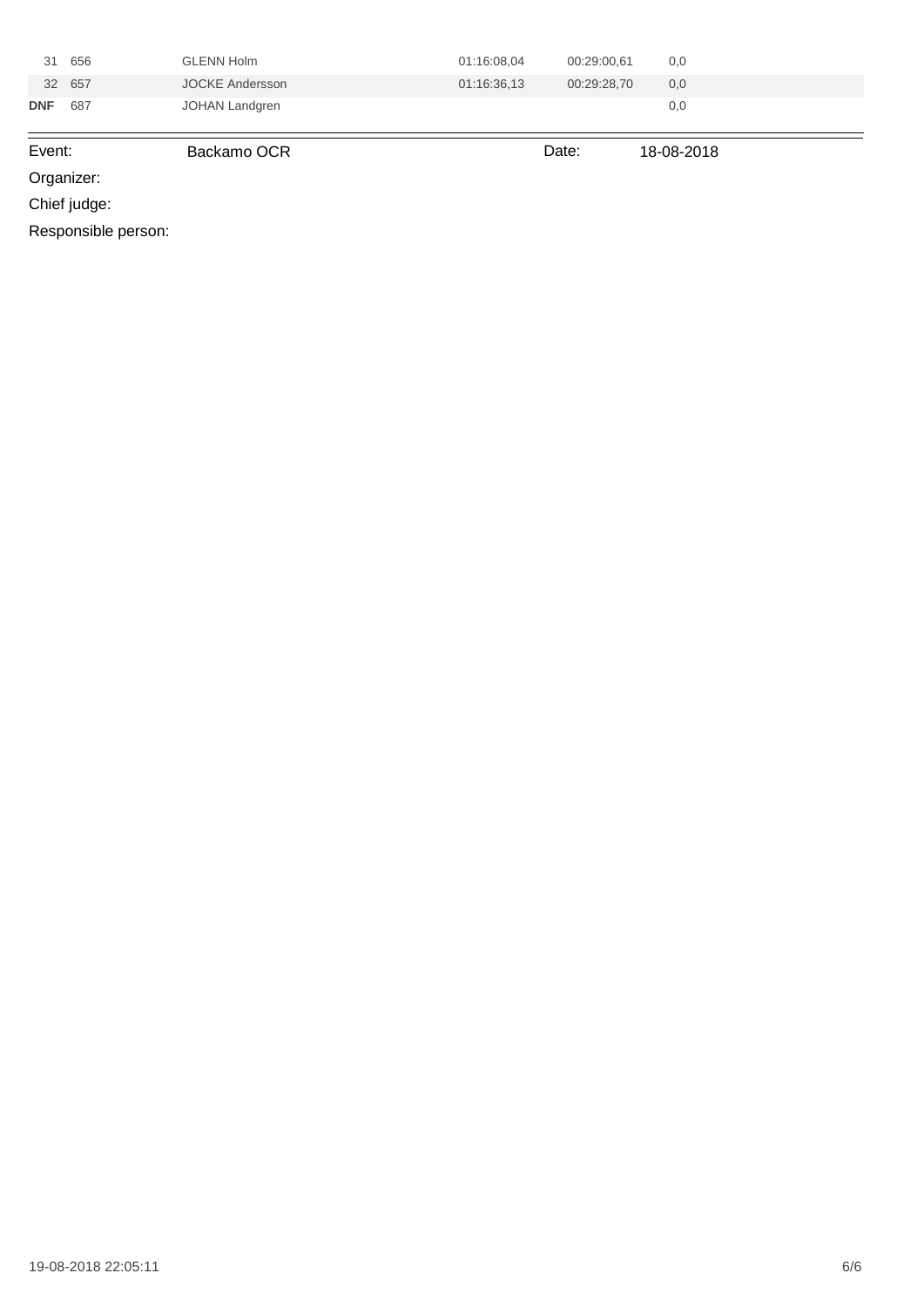| | | | | | |
|---|---|---|---|---|---|
| 31 | 656 | GLENN Holm | 01:16:08,04 | 00:29:00,61 | 0,0 |
| 32 | 657 | JOCKE Andersson | 01:16:36,13 | 00:29:28,70 | 0,0 |
| **DNF** | 687 | JOHAN Landgren | | | 0,0 |

| | | | |
|---|---|---|---|
| Event: | Backamo OCR | Date: | 18-08-2018 |

Organizer:

Chief judge:

Responsible person:

19-08-2018 22:05:11